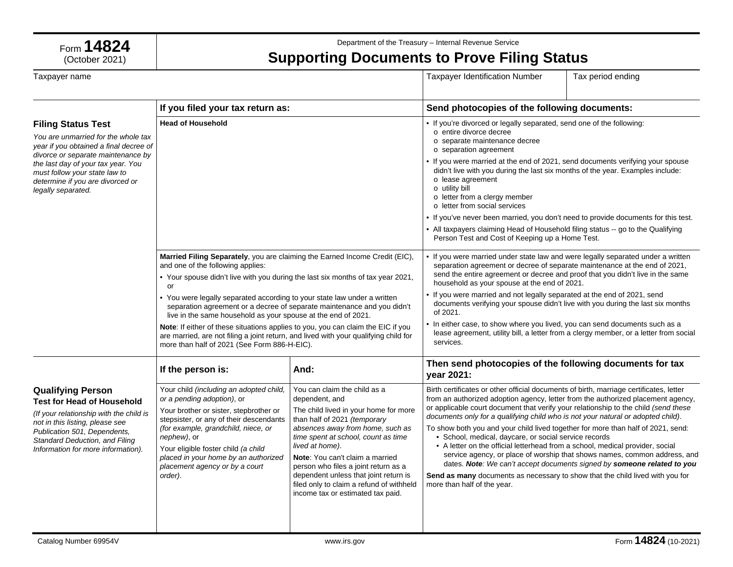Form **14824**
(October 2021)

Department of the Treasury – Internal Revenue Service

# Supporting Documents to Prove Filing Status

| Taxpayer name | Taxpayer Identification Number | Tax period ending |
|---|---|---|
| | | |

| | If you filed your tax return as: | Send photocopies of the following documents: |
|---|---|---|
| **Filing Status Test**<br>*You are unmarried for the whole tax year if you obtained a final decree of divorce or separate maintenance by the last day of your tax year. You must follow your state law to determine if you are divorced or legally separated.* | **Head of Household** | • If you're divorced or legally separated, send one of the following:<br>o entire divorce decree<br>o separate maintenance decree<br>o separation agreement<br>• If you were married at the end of 2021, send documents verifying your spouse didn't live with you during the last six months of the year. Examples include:<br>o lease agreement<br>o utility bill<br>o letter from a clergy member<br>o letter from social services<br>• If you've never been married, you don't need to provide documents for this test.<br>• All taxpayers claiming Head of Household filing status -- go to the Qualifying Person Test and Cost of Keeping up a Home Test. |
| | **Married Filing Separately**, you are claiming the Earned Income Credit (EIC), and one of the following applies:<br>• Your spouse didn't live with you during the last six months of tax year 2021, or<br>• You were legally separated according to your state law under a written separation agreement or a decree of separate maintenance and you didn't live in the same household as your spouse at the end of 2021.<br>**Note**: If either of these situations applies to you, you can claim the EIC if you are married, are not filing a joint return, and lived with your qualifying child for more than half of 2021 (See Form 886-H-EIC). | • If you were married under state law and were legally separated under a written separation agreement or decree of separate maintenance at the end of 2021, send the entire agreement or decree and proof that you didn't live in the same household as your spouse at the end of 2021.<br>• If you were married and not legally separated at the end of 2021, send documents verifying your spouse didn't live with you during the last six months of 2021.<br>• In either case, to show where you lived, you can send documents such as a lease agreement, utility bill, a letter from a clergy member, or a letter from social services. |

| | If the person is: | And: | Then send photocopies of the following documents for tax year 2021: |
|---|---|---|---|
| **Qualifying Person**<br>**Test for Head of Household**<br>*(If your relationship with the child is not in this listing, please see Publication 501, Dependents, Standard Deduction, and Filing Information for more information).* | Your child *(including an adopted child, or a pending adoption)*, or<br>Your brother or sister, stepbrother or stepsister, or any of their descendants *(for example, grandchild, niece, or nephew)*, or<br>Your eligible foster child *(a child placed in your home by an authorized placement agency or by a court order)*. | You can claim the child as a dependent, and<br>The child lived in your home for more than half of 2021 *(temporary absences away from home, such as time spent at school, count as time lived at home)*.<br>**Note**: You can't claim a married person who files a joint return as a dependent unless that joint return is filed only to claim a refund of withheld income tax or estimated tax paid. | Birth certificates or other official documents of birth, marriage certificates, letter from an authorized adoption agency, letter from the authorized placement agency, or applicable court document that verify your relationship to the child *(send these documents only for a qualifying child who is not your natural or adopted child)*.<br>To show both you and your child lived together for more than half of 2021, send:<br>• School, medical, daycare, or social service records<br>• A letter on the official letterhead from a school, medical provider, social service agency, or place of worship that shows names, common address, and dates. ***Note****: We can't accept documents signed by* ***someone related to you***<br>**Send as many** documents as necessary to show that the child lived with you for more than half of the year. |

Catalog Number 69954V www.irs.gov Form **14824** (10-2021)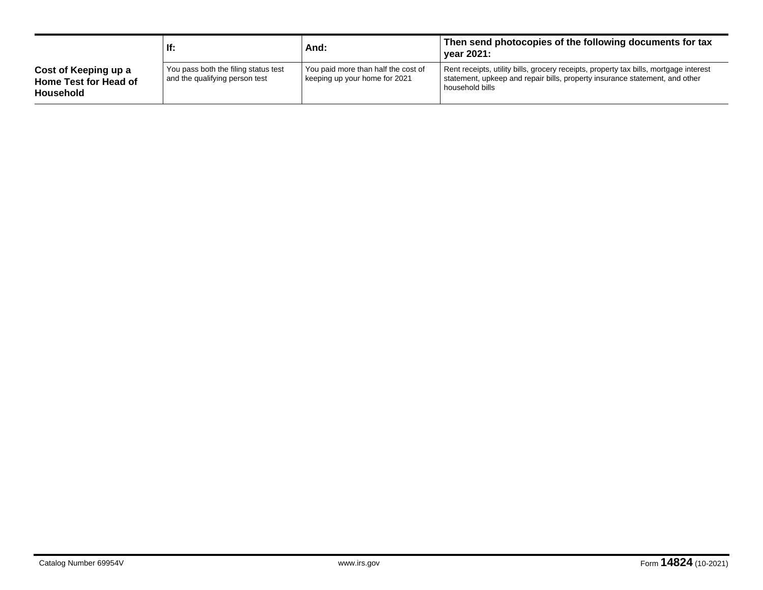| | If: | And: | Then send photocopies of the following documents for tax year 2021: |
|---|---|---|---|
| **Cost of Keeping up a Home Test for Head of Household** | You pass both the filing status test and the qualifying person test | You paid more than half the cost of keeping up your home for 2021 | Rent receipts, utility bills, grocery receipts, property tax bills, mortgage interest statement, upkeep and repair bills, property insurance statement, and other household bills |